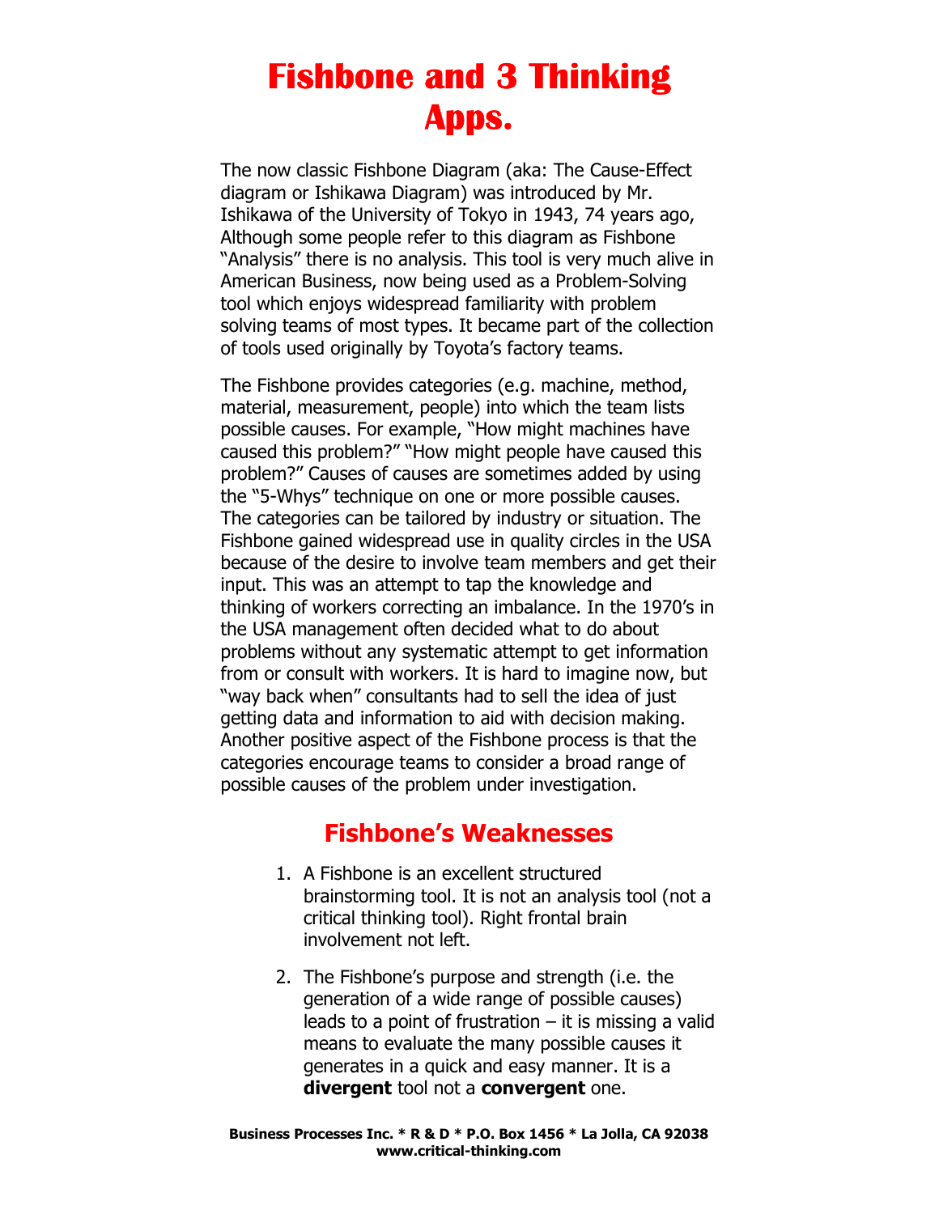# Fishbone and 3 Thinking Apps.

The now classic Fishbone Diagram (aka: The Cause-Effect diagram or Ishikawa Diagram) was introduced by Mr. Ishikawa of the University of Tokyo in 1943, 74 years ago, Although some people refer to this diagram as Fishbone "Analysis" there is no analysis. This tool is very much alive in American Business, now being used as a Problem-Solving tool which enjoys widespread familiarity with problem solving teams of most types. It became part of the collection of tools used originally by Toyota's factory teams.

The Fishbone provides categories (e.g. machine, method, material, measurement, people) into which the team lists possible causes. For example, "How might machines have caused this problem?" "How might people have caused this problem?" Causes of causes are sometimes added by using the "5-Whys" technique on one or more possible causes. The categories can be tailored by industry or situation. The Fishbone gained widespread use in quality circles in the USA because of the desire to involve team members and get their input. This was an attempt to tap the knowledge and thinking of workers correcting an imbalance. In the 1970's in the USA management often decided what to do about problems without any systematic attempt to get information from or consult with workers. It is hard to imagine now, but "way back when" consultants had to sell the idea of just getting data and information to aid with decision making. Another positive aspect of the Fishbone process is that the categories encourage teams to consider a broad range of possible causes of the problem under investigation.

## Fishbone's Weaknesses

1. A Fishbone is an excellent structured brainstorming tool. It is not an analysis tool (not a critical thinking tool). Right frontal brain involvement not left.
2. The Fishbone's purpose and strength (i.e. the generation of a wide range of possible causes) leads to a point of frustration – it is missing a valid means to evaluate the many possible causes it generates in a quick and easy manner. It is a **divergent** tool not a **convergent** one.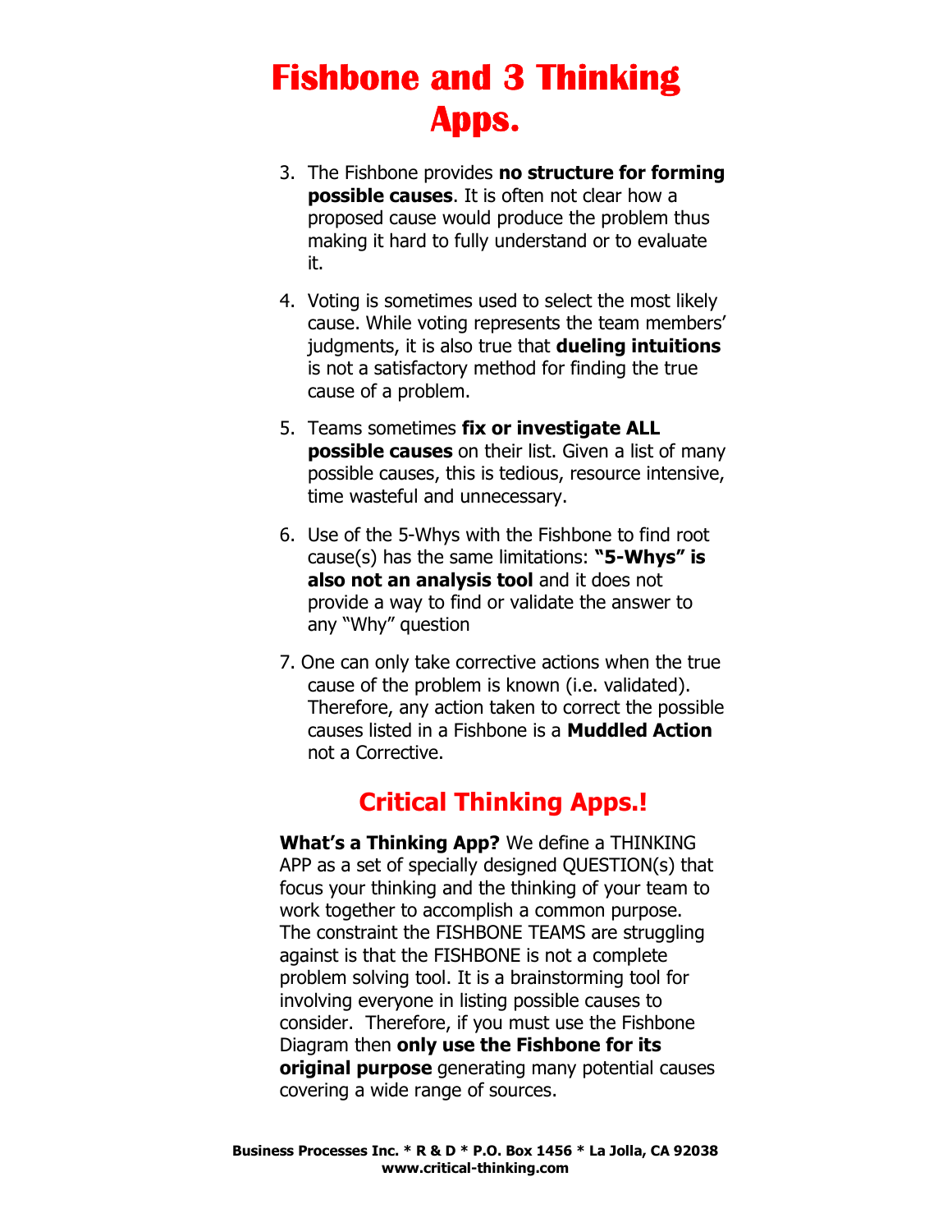# Fishbone and 3 Thinking Apps.

3. The Fishbone provides **no structure for forming possible causes**. It is often not clear how a proposed cause would produce the problem thus making it hard to fully understand or to evaluate it.

4. Voting is sometimes used to select the most likely cause. While voting represents the team members' judgments, it is also true that **dueling intuitions** is not a satisfactory method for finding the true cause of a problem.

5. Teams sometimes **fix or investigate ALL possible causes** on their list. Given a list of many possible causes, this is tedious, resource intensive, time wasteful and unnecessary.

6. Use of the 5-Whys with the Fishbone to find root cause(s) has the same limitations: **"5-Whys" is also not an analysis tool** and it does not provide a way to find or validate the answer to any "Why" question

7. One can only take corrective actions when the true cause of the problem is known (i.e. validated). Therefore, any action taken to correct the possible causes listed in a Fishbone is a **Muddled Action** not a Corrective.

## Critical Thinking Apps.!

**What's a Thinking App?** We define a THINKING APP as a set of specially designed QUESTION(s) that focus your thinking and the thinking of your team to work together to accomplish a common purpose. The constraint the FISHBONE TEAMS are struggling against is that the FISHBONE is not a complete problem solving tool. It is a brainstorming tool for involving everyone in listing possible causes to consider. Therefore, if you must use the Fishbone Diagram then **only use the Fishbone for its original purpose** generating many potential causes covering a wide range of sources.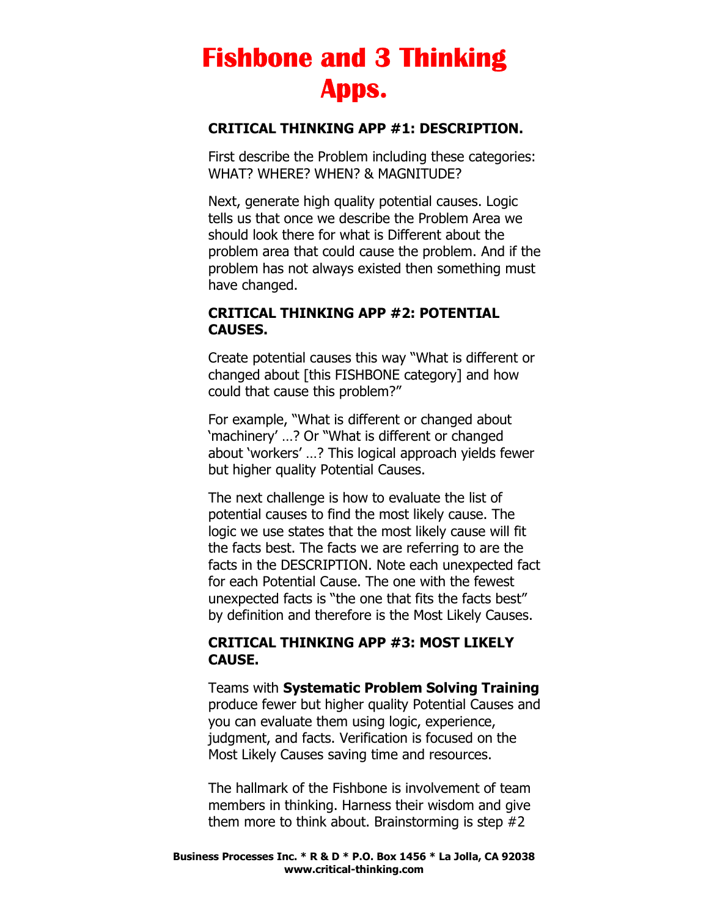# Fishbone and 3 Thinking Apps.

**CRITICAL THINKING APP #1: DESCRIPTION.**

First describe the Problem including these categories: WHAT? WHERE? WHEN? & MAGNITUDE?

Next, generate high quality potential causes. Logic tells us that once we describe the Problem Area we should look there for what is Different about the problem area that could cause the problem. And if the problem has not always existed then something must have changed.

**CRITICAL THINKING APP #2: POTENTIAL CAUSES.**

Create potential causes this way "What is different or changed about [this FISHBONE category] and how could that cause this problem?"

For example, "What is different or changed about 'machinery' …? Or "What is different or changed about 'workers' …? This logical approach yields fewer but higher quality Potential Causes.

The next challenge is how to evaluate the list of potential causes to find the most likely cause. The logic we use states that the most likely cause will fit the facts best. The facts we are referring to are the facts in the DESCRIPTION. Note each unexpected fact for each Potential Cause. The one with the fewest unexpected facts is "the one that fits the facts best" by definition and therefore is the Most Likely Causes.

**CRITICAL THINKING APP #3: MOST LIKELY CAUSE.**

Teams with **Systematic Problem Solving Training** produce fewer but higher quality Potential Causes and you can evaluate them using logic, experience, judgment, and facts. Verification is focused on the Most Likely Causes saving time and resources.

The hallmark of the Fishbone is involvement of team members in thinking. Harness their wisdom and give them more to think about. Brainstorming is step #2

**Business Processes Inc. * R & D * P.O. Box 1456 * La Jolla, CA 92038**
**www.critical-thinking.com**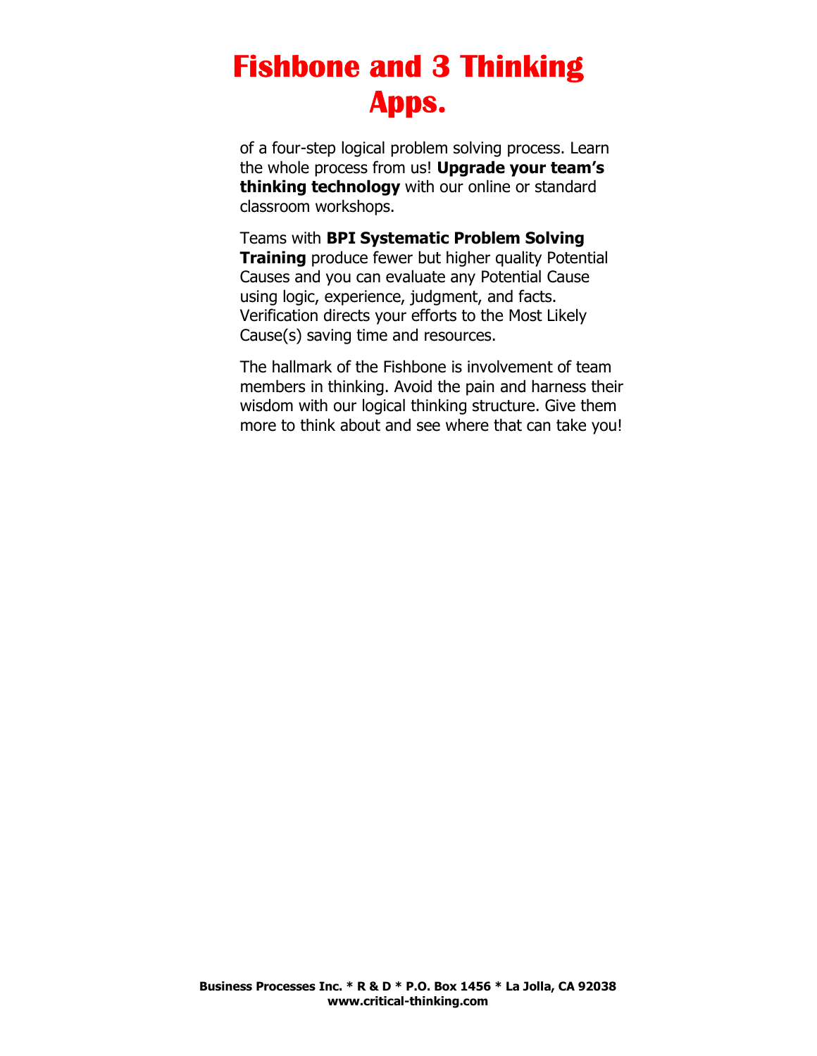# Fishbone and 3 Thinking Apps.

of a four-step logical problem solving process. Learn the whole process from us! **Upgrade your team's thinking technology** with our online or standard classroom workshops.

Teams with **BPI Systematic Problem Solving Training** produce fewer but higher quality Potential Causes and you can evaluate any Potential Cause using logic, experience, judgment, and facts. Verification directs your efforts to the Most Likely Cause(s) saving time and resources.

The hallmark of the Fishbone is involvement of team members in thinking. Avoid the pain and harness their wisdom with our logical thinking structure. Give them more to think about and see where that can take you!

**Business Processes Inc. * R & D * P.O. Box 1456 * La Jolla, CA 92038**
**www.critical-thinking.com**